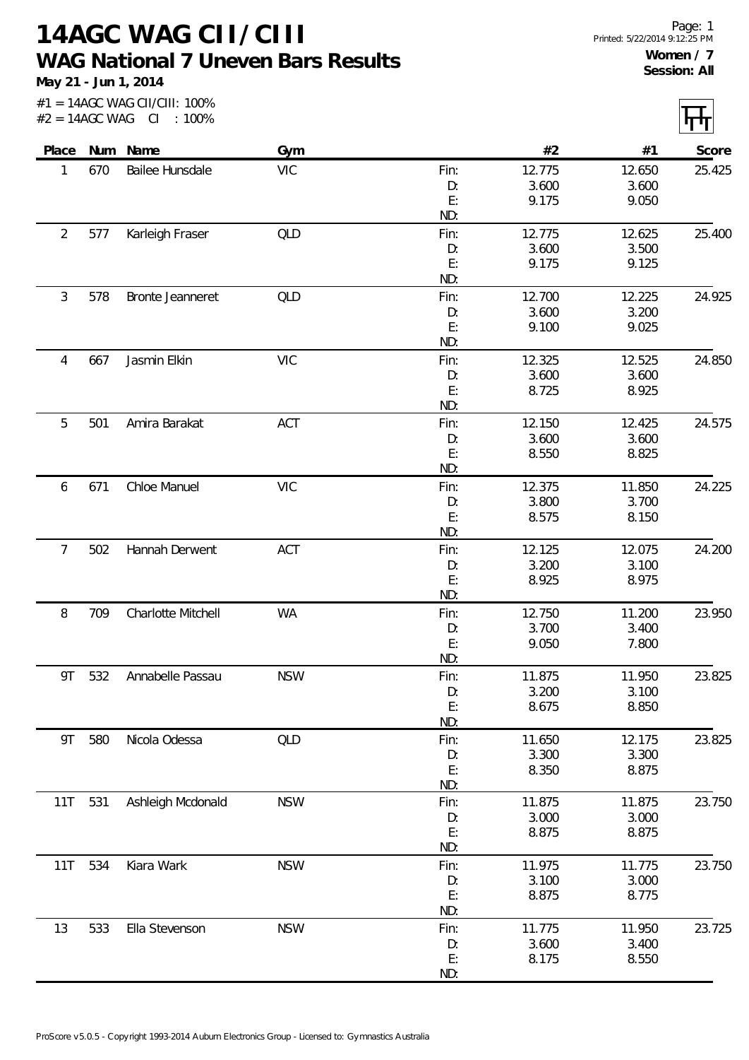# 14AGC WAG CII/CIII

## WAG National 7 Uneven Bars Results

**May 21 - Jun 1, 2014**

#1 = 14AGC WAG CII/CIII: 100%
#2 = 14AGC WAG CI : 100%

**Women / 7**
**Session: All**

| Place | Num | Name | Gym | | #2 | #1 | Score |
|---|---|---|---|---|---|---|---|
| 1 | 670 | Bailee Hunsdale | VIC | Fin: | 12.775 | 12.650 | 25.425 |
| | | | | D: | 3.600 | 3.600 | |
| | | | | E: | 9.175 | 9.050 | |
| | | | | ND: | | | |
| 2 | 577 | Karleigh Fraser | QLD | Fin: | 12.775 | 12.625 | 25.400 |
| | | | | D: | 3.600 | 3.500 | |
| | | | | E: | 9.175 | 9.125 | |
| | | | | ND: | | | |
| 3 | 578 | Bronte Jeanneret | QLD | Fin: | 12.700 | 12.225 | 24.925 |
| | | | | D: | 3.600 | 3.200 | |
| | | | | E: | 9.100 | 9.025 | |
| | | | | ND: | | | |
| 4 | 667 | Jasmin Elkin | VIC | Fin: | 12.325 | 12.525 | 24.850 |
| | | | | D: | 3.600 | 3.600 | |
| | | | | E: | 8.725 | 8.925 | |
| | | | | ND: | | | |
| 5 | 501 | Amira Barakat | ACT | Fin: | 12.150 | 12.425 | 24.575 |
| | | | | D: | 3.600 | 3.600 | |
| | | | | E: | 8.550 | 8.825 | |
| | | | | ND: | | | |
| 6 | 671 | Chloe Manuel | VIC | Fin: | 12.375 | 11.850 | 24.225 |
| | | | | D: | 3.800 | 3.700 | |
| | | | | E: | 8.575 | 8.150 | |
| | | | | ND: | | | |
| 7 | 502 | Hannah Derwent | ACT | Fin: | 12.125 | 12.075 | 24.200 |
| | | | | D: | 3.200 | 3.100 | |
| | | | | E: | 8.925 | 8.975 | |
| | | | | ND: | | | |
| 8 | 709 | Charlotte Mitchell | WA | Fin: | 12.750 | 11.200 | 23.950 |
| | | | | D: | 3.700 | 3.400 | |
| | | | | E: | 9.050 | 7.800 | |
| | | | | ND: | | | |
| 9T | 532 | Annabelle Passau | NSW | Fin: | 11.875 | 11.950 | 23.825 |
| | | | | D: | 3.200 | 3.100 | |
| | | | | E: | 8.675 | 8.850 | |
| | | | | ND: | | | |
| 9T | 580 | Nicola Odessa | QLD | Fin: | 11.650 | 12.175 | 23.825 |
| | | | | D: | 3.300 | 3.300 | |
| | | | | E: | 8.350 | 8.875 | |
| | | | | ND: | | | |
| 11T | 531 | Ashleigh Mcdonald | NSW | Fin: | 11.875 | 11.875 | 23.750 |
| | | | | D: | 3.000 | 3.000 | |
| | | | | E: | 8.875 | 8.875 | |
| | | | | ND: | | | |
| 11T | 534 | Kiara Wark | NSW | Fin: | 11.975 | 11.775 | 23.750 |
| | | | | D: | 3.100 | 3.000 | |
| | | | | E: | 8.875 | 8.775 | |
| | | | | ND: | | | |
| 13 | 533 | Ella Stevenson | NSW | Fin: | 11.775 | 11.950 | 23.725 |
| | | | | D: | 3.600 | 3.400 | |
| | | | | E: | 8.175 | 8.550 | |
| | | | | ND: | | | |

ProScore v5.0.5 - Copyright 1993-2014 Auburn Electronics Group - Licensed to: Gymnastics Australia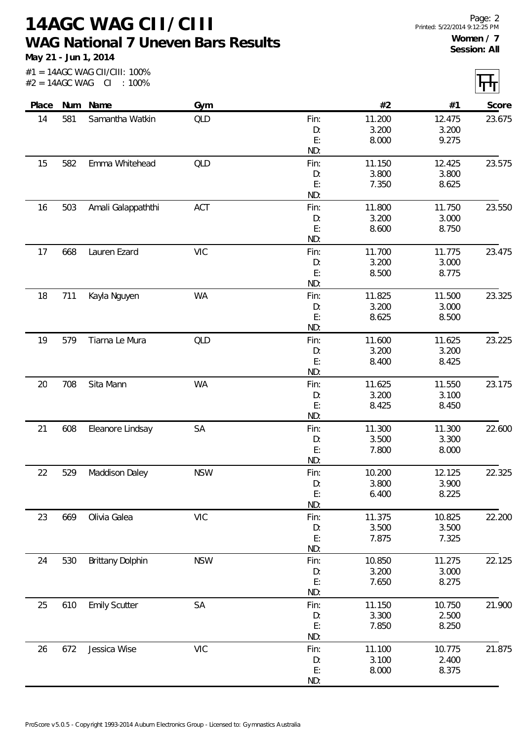# 14AGC WAG CII/CIII

## WAG National 7 Uneven Bars Results

**May 21 - Jun 1, 2014**

**Women / 7**
**Session: All**

#1 = 14AGC WAG CII/CIII: 100%
#2 = 14AGC WAG CI : 100%

| Place | Num | Name | Gym | | #2 | #1 | Score |
|---|---|---|---|---|---|---|---|
| 14 | 581 | Samantha Watkin | QLD | Fin: | 11.200 | 12.475 | 23.675 |
| | | | | D: | 3.200 | 3.200 | |
| | | | | E: | 8.000 | 9.275 | |
| | | | | ND: | | | |
| 15 | 582 | Emma Whitehead | QLD | Fin: | 11.150 | 12.425 | 23.575 |
| | | | | D: | 3.800 | 3.800 | |
| | | | | E: | 7.350 | 8.625 | |
| | | | | ND: | | | |
| 16 | 503 | Amali Galappaththi | ACT | Fin: | 11.800 | 11.750 | 23.550 |
| | | | | D: | 3.200 | 3.000 | |
| | | | | E: | 8.600 | 8.750 | |
| | | | | ND: | | | |
| 17 | 668 | Lauren Ezard | VIC | Fin: | 11.700 | 11.775 | 23.475 |
| | | | | D: | 3.200 | 3.000 | |
| | | | | E: | 8.500 | 8.775 | |
| | | | | ND: | | | |
| 18 | 711 | Kayla Nguyen | WA | Fin: | 11.825 | 11.500 | 23.325 |
| | | | | D: | 3.200 | 3.000 | |
| | | | | E: | 8.625 | 8.500 | |
| | | | | ND: | | | |
| 19 | 579 | Tiarna Le Mura | QLD | Fin: | 11.600 | 11.625 | 23.225 |
| | | | | D: | 3.200 | 3.200 | |
| | | | | E: | 8.400 | 8.425 | |
| | | | | ND: | | | |
| 20 | 708 | Sita Mann | WA | Fin: | 11.625 | 11.550 | 23.175 |
| | | | | D: | 3.200 | 3.100 | |
| | | | | E: | 8.425 | 8.450 | |
| | | | | ND: | | | |
| 21 | 608 | Eleanore Lindsay | SA | Fin: | 11.300 | 11.300 | 22.600 |
| | | | | D: | 3.500 | 3.300 | |
| | | | | E: | 7.800 | 8.000 | |
| | | | | ND: | | | |
| 22 | 529 | Maddison Daley | NSW | Fin: | 10.200 | 12.125 | 22.325 |
| | | | | D: | 3.800 | 3.900 | |
| | | | | E: | 6.400 | 8.225 | |
| | | | | ND: | | | |
| 23 | 669 | Olivia Galea | VIC | Fin: | 11.375 | 10.825 | 22.200 |
| | | | | D: | 3.500 | 3.500 | |
| | | | | E: | 7.875 | 7.325 | |
| | | | | ND: | | | |
| 24 | 530 | Brittany Dolphin | NSW | Fin: | 10.850 | 11.275 | 22.125 |
| | | | | D: | 3.200 | 3.000 | |
| | | | | E: | 7.650 | 8.275 | |
| | | | | ND: | | | |
| 25 | 610 | Emily Scutter | SA | Fin: | 11.150 | 10.750 | 21.900 |
| | | | | D: | 3.300 | 2.500 | |
| | | | | E: | 7.850 | 8.250 | |
| | | | | ND: | | | |
| 26 | 672 | Jessica Wise | VIC | Fin: | 11.100 | 10.775 | 21.875 |
| | | | | D: | 3.100 | 2.400 | |
| | | | | E: | 8.000 | 8.375 | |
| | | | | ND: | | | |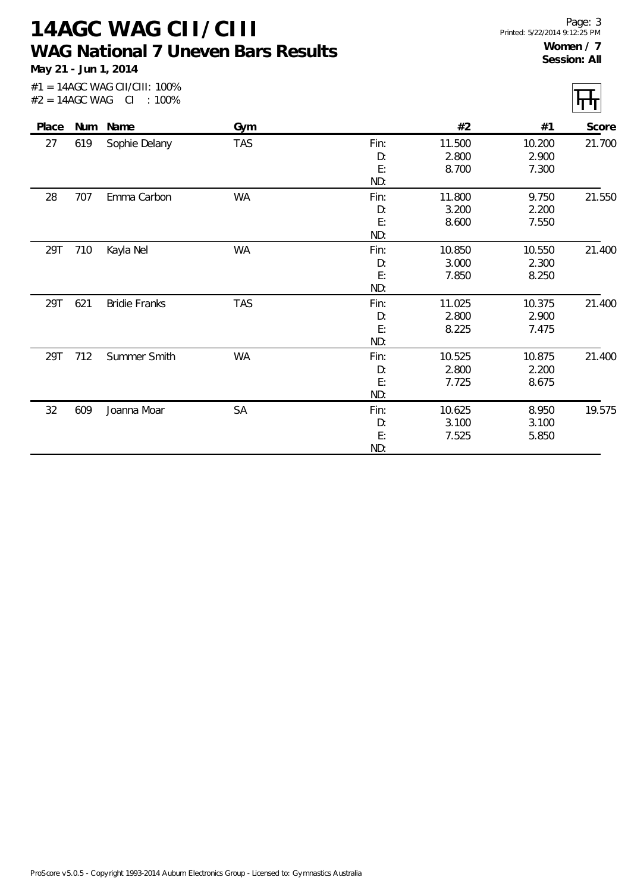# 14AGC WAG CII/CIII

## WAG National 7 Uneven Bars Results

**May 21 - Jun 1, 2014**

#1 = 14AGC WAG CII/CIII: 100%
#2 = 14AGC WAG CI : 100%

**Women / 7**
**Session: All**

| Place | Num | Name | Gym | | #2 | #1 | Score |
|---|---|---|---|---|---|---|---|
| 27 | 619 | Sophie Delany | TAS | Fin: | 11.500 | 10.200 | 21.700 |
| | | | | D: | 2.800 | 2.900 | |
| | | | | E: | 8.700 | 7.300 | |
| | | | | ND: | | | |
| 28 | 707 | Emma Carbon | WA | Fin: | 11.800 | 9.750 | 21.550 |
| | | | | D: | 3.200 | 2.200 | |
| | | | | E: | 8.600 | 7.550 | |
| | | | | ND: | | | |
| 29T | 710 | Kayla Nel | WA | Fin: | 10.850 | 10.550 | 21.400 |
| | | | | D: | 3.000 | 2.300 | |
| | | | | E: | 7.850 | 8.250 | |
| | | | | ND: | | | |
| 29T | 621 | Bridie Franks | TAS | Fin: | 11.025 | 10.375 | 21.400 |
| | | | | D: | 2.800 | 2.900 | |
| | | | | E: | 8.225 | 7.475 | |
| | | | | ND: | | | |
| 29T | 712 | Summer Smith | WA | Fin: | 10.525 | 10.875 | 21.400 |
| | | | | D: | 2.800 | 2.200 | |
| | | | | E: | 7.725 | 8.675 | |
| | | | | ND: | | | |
| 32 | 609 | Joanna Moar | SA | Fin: | 10.625 | 8.950 | 19.575 |
| | | | | D: | 3.100 | 3.100 | |
| | | | | E: | 7.525 | 5.850 | |
| | | | | ND: | | | |

ProScore v5.0.5 - Copyright 1993-2014 Auburn Electronics Group - Licensed to: Gymnastics Australia